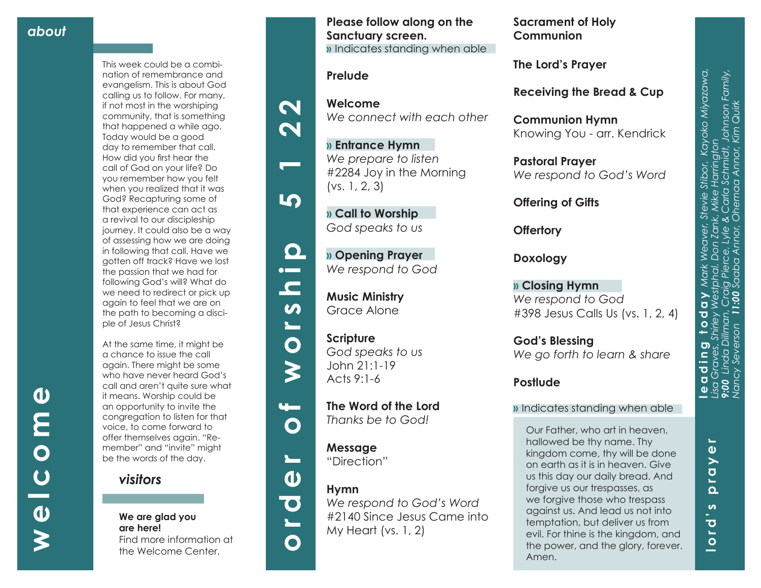# welcome

## about

This week could be a combination of remembrance and evangelism. This is about God calling us to follow. For many, if not most in the worshiping community, that is something that happened a while ago. Today would be a good day to remember that call. How did you first hear the call of God on your life? Do you remember how you felt when you realized that it was God? Recapturing some of that experience can act as a revival to our discipleship journey. It could also be a way of assessing how we are doing in following that call. Have we gotten off track? Have we lost the passion that we had for following God's will? What do we need to redirect or pick up again to feel that we are on the path to becoming a disciple of Jesus Christ?

At the same time, it might be a chance to issue the call again. There might be some who have never heard God's call and aren't quite sure what it means. Worship could be an opportunity to invite the congregation to listen for that voice, to come forward to offer themselves again. "Remember" and "invite" might be the words of the day.

## visitors

**We are glad you are here!**
Find more information at the Welcome Center.

# order of worship 5 1 22

**Please follow along on the Sanctuary screen.**
» Indicates standing when able

**Prelude**

**Welcome**
*We connect with each other*

**» Entrance Hymn**
*We prepare to listen*
#2284 Joy in the Morning (vs. 1, 2, 3)

**» Call to Worship**
*God speaks to us*

**» Opening Prayer**
*We respond to God*

**Music Ministry**
Grace Alone

**Scripture**
*God speaks to us*
John 21:1-19
Acts 9:1-6

**The Word of the Lord**
*Thanks be to God!*

**Message**
"Direction"

**Hymn**
*We respond to God's Word*
#2140 Since Jesus Came into My Heart (vs. 1, 2)

**Sacrament of Holy Communion**

**The Lord's Prayer**

**Receiving the Bread & Cup**

**Communion Hymn**
Knowing You - arr. Kendrick

**Pastoral Prayer**
*We respond to God's Word*

**Offering of Gifts**

**Offertory**

**Doxology**

**» Closing Hymn**
*We respond to God*
#398 Jesus Calls Us (vs. 1, 2, 4)

**God's Blessing**
*We go forth to learn & share*

**Postlude**

» Indicates standing when able

# lord's prayer

Our Father, who art in heaven, hallowed be thy name. Thy kingdom come, thy will be done on earth as it is in heaven. Give us this day our daily bread. And forgive us our trespasses, as we forgive those who trespass against us. And lead us not into temptation, but deliver us from evil. For thine is the kingdom, and the power, and the glory, forever. Amen.

## leading today

*Mark Weaver, Stevie Stibor, Kayoko Miyazawa, Lisa Graves, Shirley Westphal, Don Zank, Mike Harrington*
***9:00*** *Linda Dillman, Craig Pierce, Lyle & Carla Schmidt, Johnson Family, Nancy Severson* ***11:00*** *Saaba Annor, Ohemaa Annor, Kim Quirk*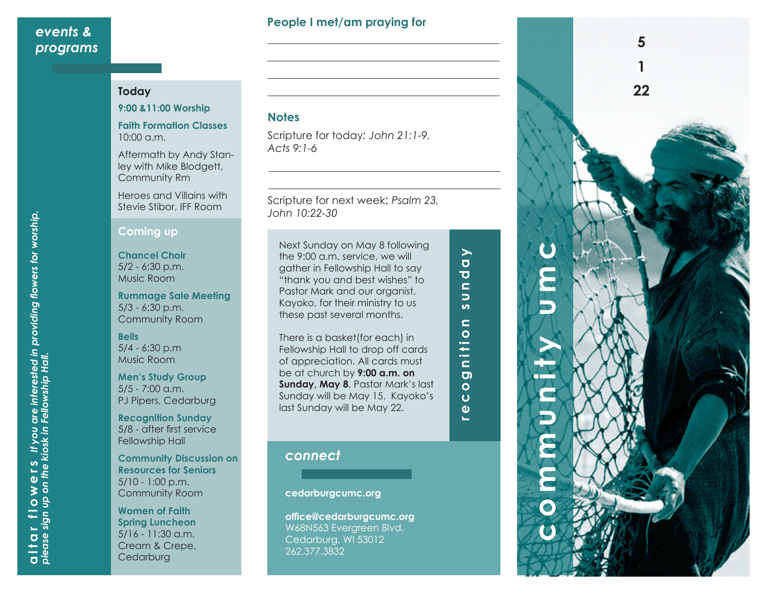## events & programs

**altar flowers** *If you are interested in providing flowers for worship, please sign up on the kiosk in Fellowship Hall.*

### Today

**9:00 &11:00 Worship**

**Faith Formation Classes**
10:00 a.m.

Aftermath by Andy Stanley with Mike Blodgett, Community Rm

Heroes and Villains with Stevie Stibor, IFF Room

### Coming up

**Chancel Choir**
5/2 - 6:30 p.m.
Music Room

**Rummage Sale Meeting**
5/3 - 6:30 p.m.
Community Room

**Bells**
5/4 - 6:30 p.m
Music Room

**Men's Study Group**
5/5 - 7:00 a.m.
PJ Pipers, Cedarburg

**Recognition Sunday**
5/8 - after first service
Fellowship Hall

**Community Discussion on Resources for Seniors**
5/10 - 1:00 p.m.
Community Room

**Women of Faith Spring Luncheon**
5/16 - 11:30 a.m.
Cream & Crepe, Cedarburg

## People I met/am praying for

## Notes

Scripture for today: *John 21:1-9, Acts 9:1-6*

Scripture for next week: *Psalm 23, John 10:22-30*

### recognition sunday

Next Sunday on May 8 following the 9:00 a.m. service, we will gather in Fellowship Hall to say "thank you and best wishes" to Pastor Mark and our organist, Kayoko, for their ministry to us these past several months.

There is a basket(for each) in Fellowship Hall to drop off cards of appreciation. All cards must be at church by **9:00 a.m. on Sunday, May 8**. Pastor Mark's last Sunday will be May 15. Kayoko's last Sunday will be May 22.

### *connect*

**cedarburgcumc.org**

**office@cedarburgcumc.org**
W68N563 Evergreen Blvd.
Cedarburg, WI 53012
262.377.3832

# community umc

5
1
22